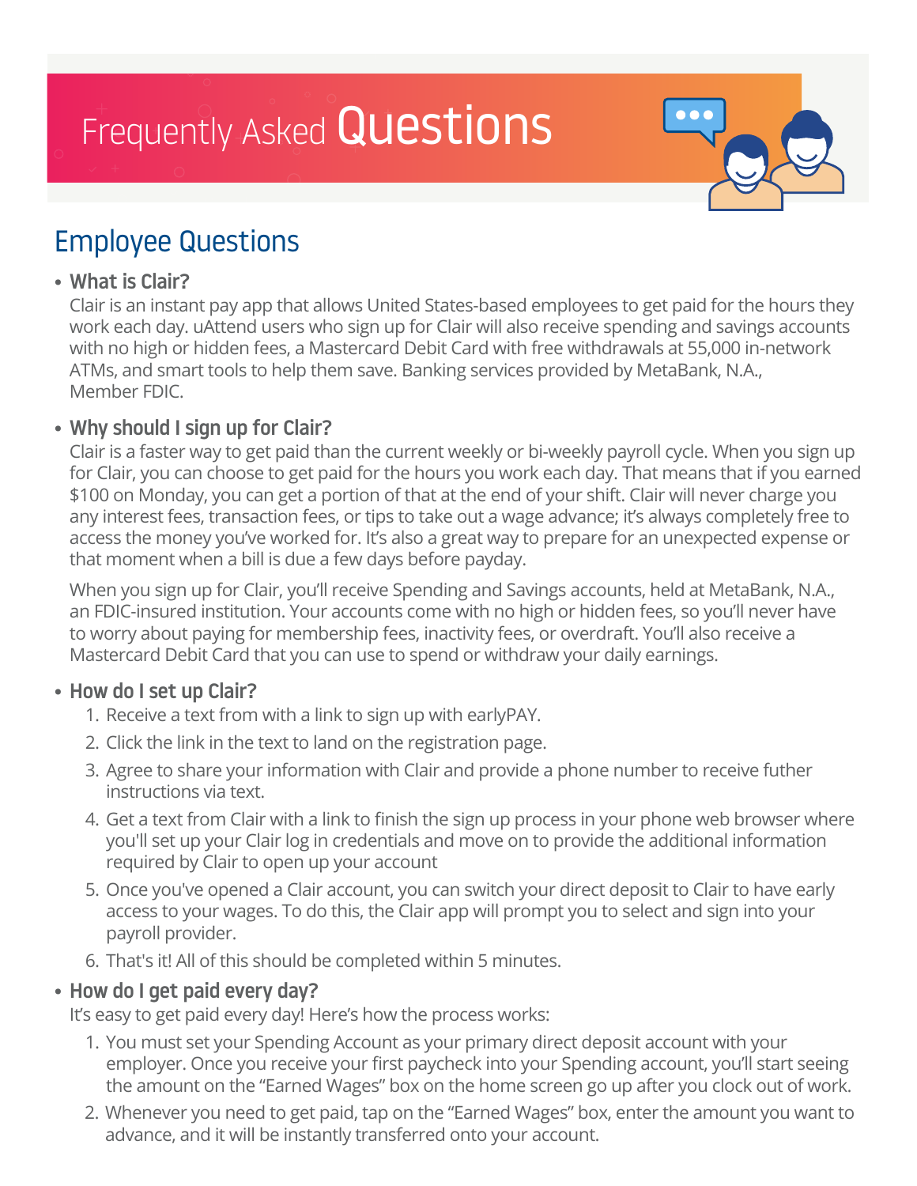# Frequently Asked Questions

## Employee Questions

- **What is Clair?**

  Clair is an instant pay app that allows United States-based employees to get paid for the hours they work each day. uAttend users who sign up for Clair will also receive spending and savings accounts with no high or hidden fees, a Mastercard Debit Card with free withdrawals at 55,000 in-network ATMs, and smart tools to help them save. Banking services provided by MetaBank, N.A., Member FDIC.

- **Why should I sign up for Clair?**

  Clair is a faster way to get paid than the current weekly or bi-weekly payroll cycle. When you sign up for Clair, you can choose to get paid for the hours you work each day. That means that if you earned $100 on Monday, you can get a portion of that at the end of your shift. Clair will never charge you any interest fees, transaction fees, or tips to take out a wage advance; it's always completely free to access the money you've worked for. It's also a great way to prepare for an unexpected expense or that moment when a bill is due a few days before payday.

  When you sign up for Clair, you'll receive Spending and Savings accounts, held at MetaBank, N.A., an FDIC-insured institution. Your accounts come with no high or hidden fees, so you'll never have to worry about paying for membership fees, inactivity fees, or overdraft. You'll also receive a Mastercard Debit Card that you can use to spend or withdraw your daily earnings.

- **How do I set up Clair?**
  1. Receive a text from with a link to sign up with earlyPAY.
  2. Click the link in the text to land on the registration page.
  3. Agree to share your information with Clair and provide a phone number to receive futher instructions via text.
  4. Get a text from Clair with a link to finish the sign up process in your phone web browser where you'll set up your Clair log in credentials and move on to provide the additional information required by Clair to open up your account
  5. Once you've opened a Clair account, you can switch your direct deposit to Clair to have early access to your wages. To do this, the Clair app will prompt you to select and sign into your payroll provider.
  6. That's it! All of this should be completed within 5 minutes.

- **How do I get paid every day?**

  It's easy to get paid every day! Here's how the process works:
  1. You must set your Spending Account as your primary direct deposit account with your employer. Once you receive your first paycheck into your Spending account, you'll start seeing the amount on the "Earned Wages" box on the home screen go up after you clock out of work.
  2. Whenever you need to get paid, tap on the "Earned Wages" box, enter the amount you want to advance, and it will be instantly transferred onto your account.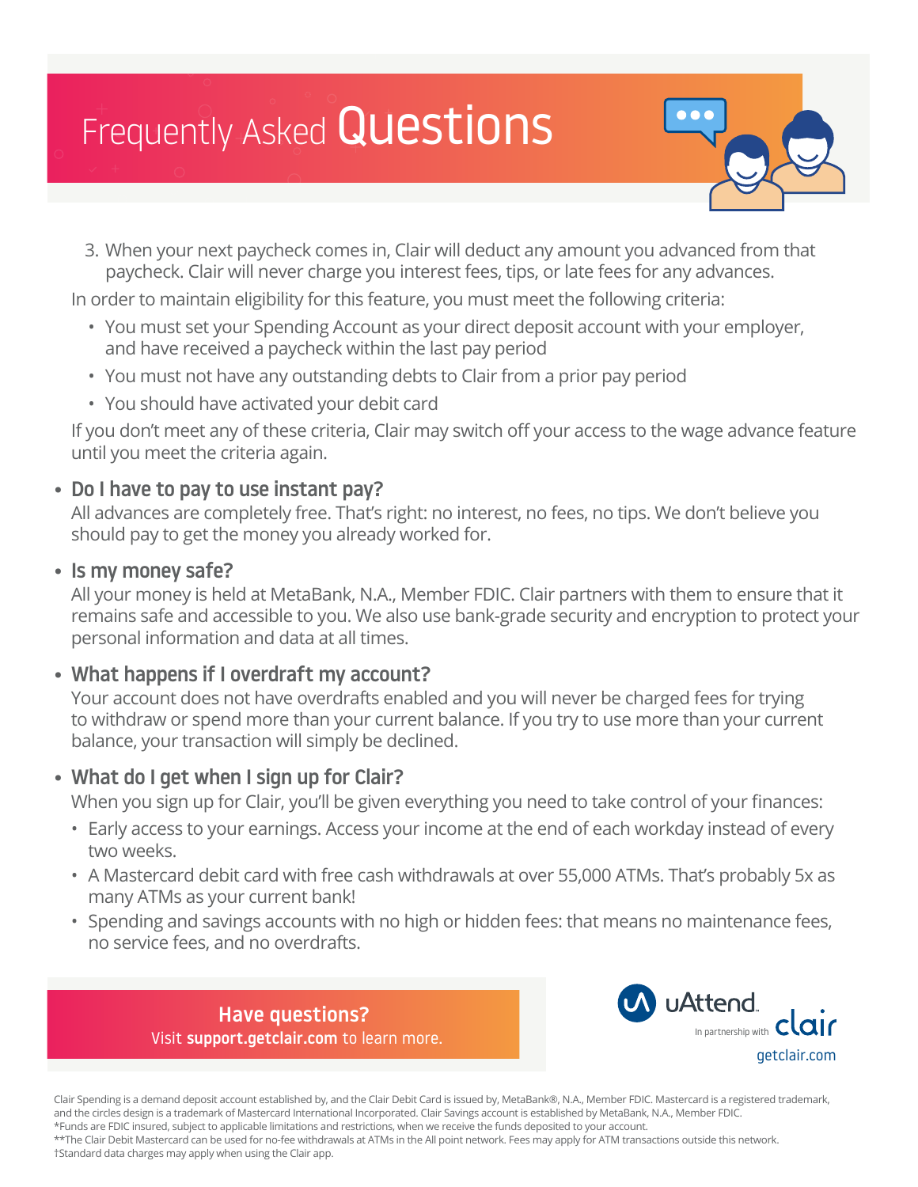# Frequently Asked Questions

3. When your next paycheck comes in, Clair will deduct any amount you advanced from that paycheck. Clair will never charge you interest fees, tips, or late fees for any advances.

In order to maintain eligibility for this feature, you must meet the following criteria:

- You must set your Spending Account as your direct deposit account with your employer, and have received a paycheck within the last pay period
- You must not have any outstanding debts to Clair from a prior pay period
- You should have activated your debit card

If you don't meet any of these criteria, Clair may switch off your access to the wage advance feature until you meet the criteria again.

- **Do I have to pay to use instant pay?**
  All advances are completely free. That's right: no interest, no fees, no tips. We don't believe you should pay to get the money you already worked for.

- **Is my money safe?**
  All your money is held at MetaBank, N.A., Member FDIC. Clair partners with them to ensure that it remains safe and accessible to you. We also use bank-grade security and encryption to protect your personal information and data at all times.

- **What happens if I overdraft my account?**
  Your account does not have overdrafts enabled and you will never be charged fees for trying to withdraw or spend more than your current balance. If you try to use more than your current balance, your transaction will simply be declined.

- **What do I get when I sign up for Clair?**
  When you sign up for Clair, you'll be given everything you need to take control of your finances:
  - Early access to your earnings. Access your income at the end of each workday instead of every two weeks.
  - A Mastercard debit card with free cash withdrawals at over 55,000 ATMs. That's probably 5x as many ATMs as your current bank!
  - Spending and savings accounts with no high or hidden fees: that means no maintenance fees, no service fees, and no overdrafts.

**Have questions?**
Visit **support.getclair.com** to learn more.

uAttend. In partnership with clair

getclair.com

Clair Spending is a demand deposit account established by, and the Clair Debit Card is issued by, MetaBank®, N.A., Member FDIC. Mastercard is a registered trademark, and the circles design is a trademark of Mastercard International Incorporated. Clair Savings account is established by MetaBank, N.A., Member FDIC.
*Funds are FDIC insured, subject to applicable limitations and restrictions, when we receive the funds deposited to your account.
**The Clair Debit Mastercard can be used for no-fee withdrawals at ATMs in the All point network. Fees may apply for ATM transactions outside this network.
†Standard data charges may apply when using the Clair app.